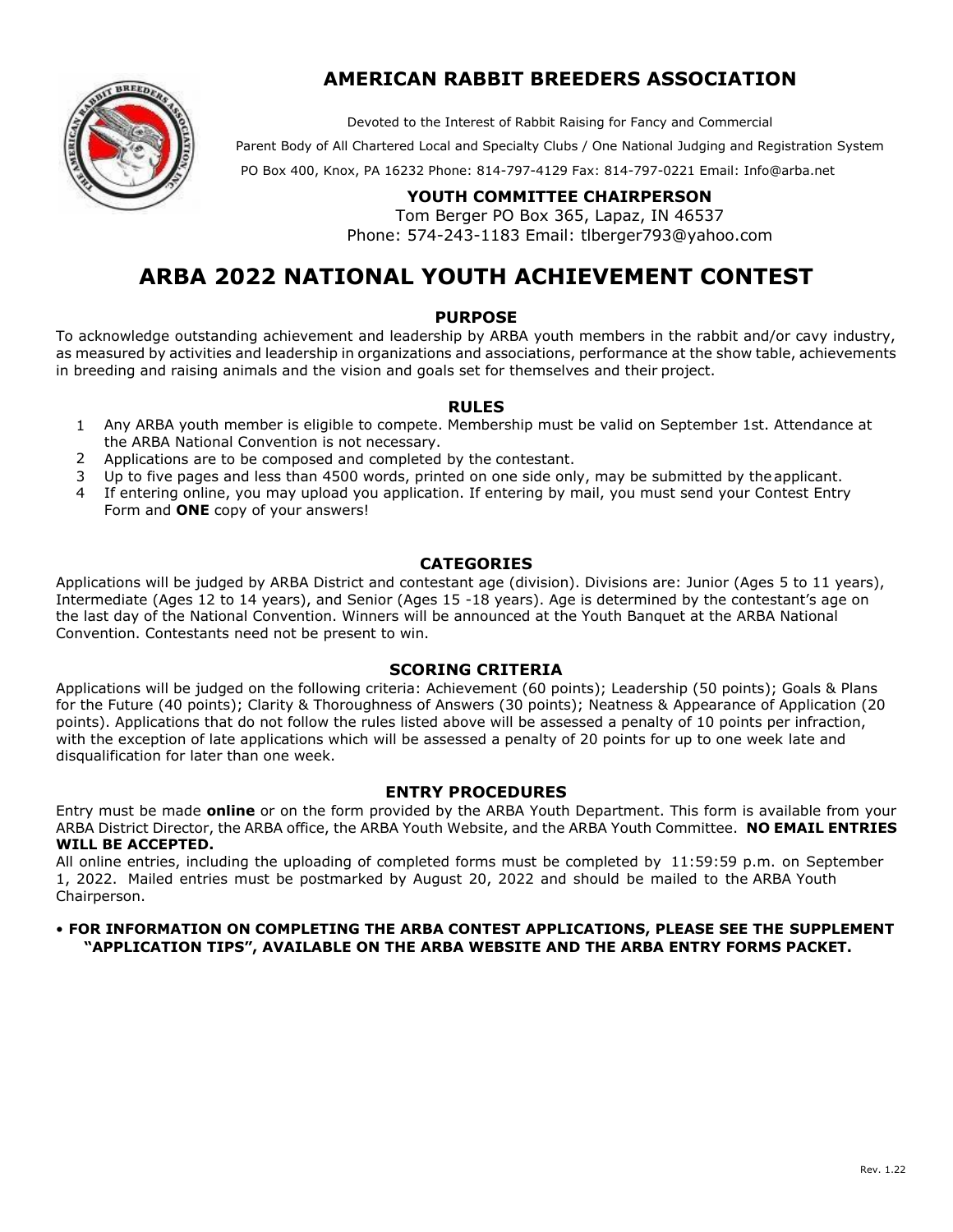# AMERICAN RABBIT BREEDERS ASSOCIATION

Devoted to the Interest of Rabbit Raising for Fancy and Commercial

Parent Body of All Chartered Local and Specialty Clubs / One National Judging and Registration System

PO Box 400, Knox, PA 16232 Phone: 814-797-4129 Fax: 814-797-0221 Email: Info@arba.net

**YOUTH COMMITTEE CHAIRPERSON**

Tom Berger PO Box 365, Lapaz, IN 46537

Phone: 574-243-1183 Email: tlberger793@yahoo.com

# ARBA 2022 NATIONAL YOUTH ACHIEVEMENT CONTEST

## PURPOSE

To acknowledge outstanding achievement and leadership by ARBA youth members in the rabbit and/or cavy industry, as measured by activities and leadership in organizations and associations, performance at the show table, achievements in breeding and raising animals and the vision and goals set for themselves and their project.

## RULES

1. Any ARBA youth member is eligible to compete. Membership must be valid on September 1st. Attendance at the ARBA National Convention is not necessary.
2. Applications are to be composed and completed by the contestant.
3. Up to five pages and less than 4500 words, printed on one side only, may be submitted by the applicant.
4. If entering online, you may upload you application. If entering by mail, you must send your Contest Entry Form and **ONE** copy of your answers!

## CATEGORIES

Applications will be judged by ARBA District and contestant age (division). Divisions are: Junior (Ages 5 to 11 years), Intermediate (Ages 12 to 14 years), and Senior (Ages 15 -18 years). Age is determined by the contestant's age on the last day of the National Convention. Winners will be announced at the Youth Banquet at the ARBA National Convention. Contestants need not be present to win.

## SCORING CRITERIA

Applications will be judged on the following criteria: Achievement (60 points); Leadership (50 points); Goals & Plans for the Future (40 points); Clarity & Thoroughness of Answers (30 points); Neatness & Appearance of Application (20 points). Applications that do not follow the rules listed above will be assessed a penalty of 10 points per infraction, with the exception of late applications which will be assessed a penalty of 20 points for up to one week late and disqualification for later than one week.

## ENTRY PROCEDURES

Entry must be made **online** or on the form provided by the ARBA Youth Department. This form is available from your ARBA District Director, the ARBA office, the ARBA Youth Website, and the ARBA Youth Committee. **NO EMAIL ENTRIES WILL BE ACCEPTED.**

All online entries, including the uploading of completed forms must be completed by 11:59:59 p.m. on September 1, 2022. Mailed entries must be postmarked by August 20, 2022 and should be mailed to the ARBA Youth Chairperson.

- **FOR INFORMATION ON COMPLETING THE ARBA CONTEST APPLICATIONS, PLEASE SEE THE SUPPLEMENT "APPLICATION TIPS", AVAILABLE ON THE ARBA WEBSITE AND THE ARBA ENTRY FORMS PACKET.**

Rev. 1.22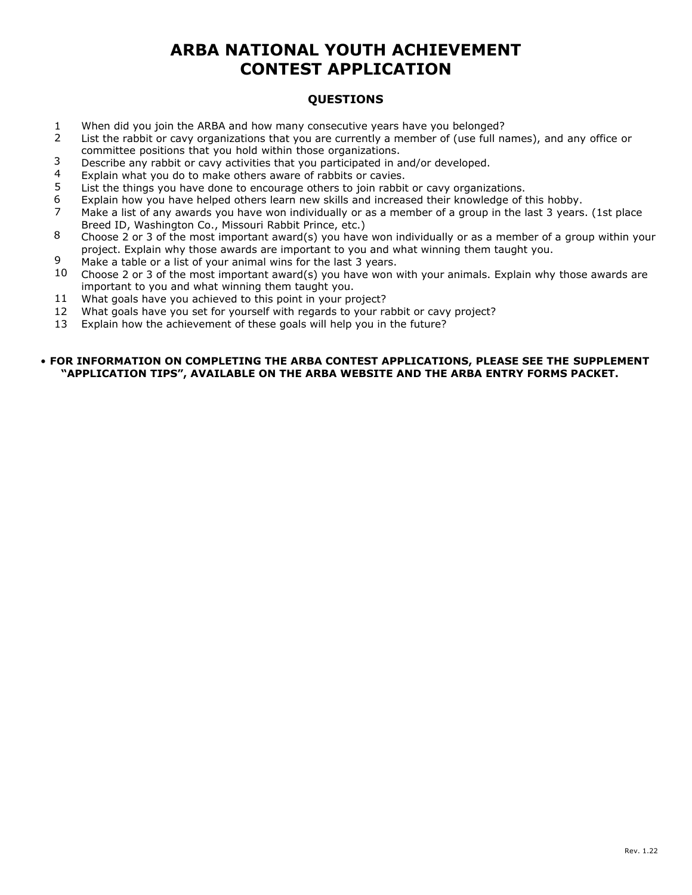# ARBA NATIONAL YOUTH ACHIEVEMENT CONTEST APPLICATION

## QUESTIONS

1. When did you join the ARBA and how many consecutive years have you belonged?
2. List the rabbit or cavy organizations that you are currently a member of (use full names), and any office or committee positions that you hold within those organizations.
3. Describe any rabbit or cavy activities that you participated in and/or developed.
4. Explain what you do to make others aware of rabbits or cavies.
5. List the things you have done to encourage others to join rabbit or cavy organizations.
6. Explain how you have helped others learn new skills and increased their knowledge of this hobby.
7. Make a list of any awards you have won individually or as a member of a group in the last 3 years. (1st place Breed ID, Washington Co., Missouri Rabbit Prince, etc.)
8. Choose 2 or 3 of the most important award(s) you have won individually or as a member of a group within your project. Explain why those awards are important to you and what winning them taught you.
9. Make a table or a list of your animal wins for the last 3 years.
10. Choose 2 or 3 of the most important award(s) you have won with your animals. Explain why those awards are important to you and what winning them taught you.
11. What goals have you achieved to this point in your project?
12. What goals have you set for yourself with regards to your rabbit or cavy project?
13. Explain how the achievement of these goals will help you in the future?

- **FOR INFORMATION ON COMPLETING THE ARBA CONTEST APPLICATIONS, PLEASE SEE THE SUPPLEMENT "APPLICATION TIPS", AVAILABLE ON THE ARBA WEBSITE AND THE ARBA ENTRY FORMS PACKET.**

Rev. 1.22